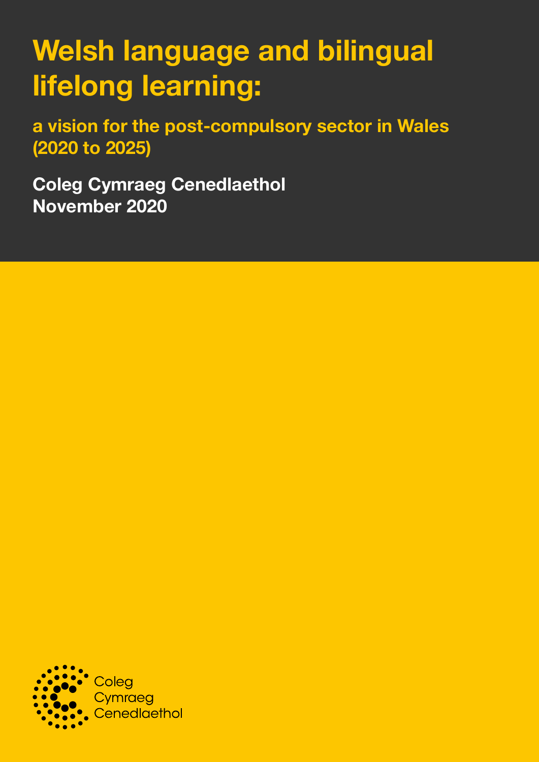# Welsh language and bilingual lifelong learning:

## a vision for the post-compulsory sector in Wales (2020 to 2025)

**Coleg Cymraeg Cenedlaethol**
**November 2020**

Coleg
Cymraeg
Cenedlaethol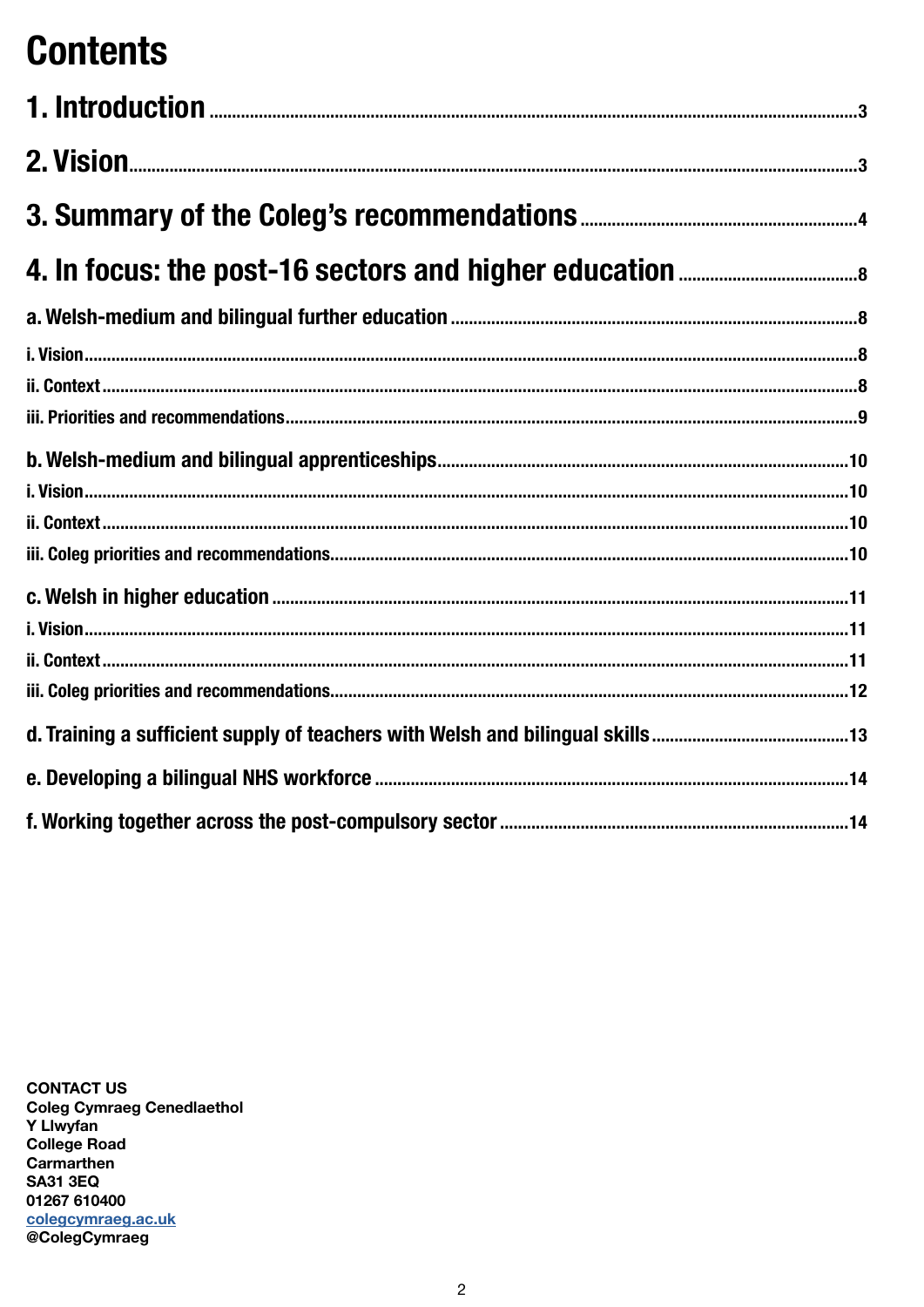# Contents

1. Introduction ..... 3

2. Vision ..... 3

3. Summary of the Coleg's recommendations ..... 4

4. In focus: the post-16 sectors and higher education ..... 8

a. Welsh-medium and bilingual further education ..... 8

i. Vision ..... 8

ii. Context ..... 8

iii. Priorities and recommendations ..... 9

b. Welsh-medium and bilingual apprenticeships ..... 10

i. Vision ..... 10

ii. Context ..... 10

iii. Coleg priorities and recommendations ..... 10

c. Welsh in higher education ..... 11

i. Vision ..... 11

ii. Context ..... 11

iii. Coleg priorities and recommendations ..... 12

d. Training a sufficient supply of teachers with Welsh and bilingual skills ..... 13

e. Developing a bilingual NHS workforce ..... 14

f. Working together across the post-compulsory sector ..... 14

**CONTACT US**
**Coleg Cymraeg Cenedlaethol**
**Y Llwyfan**
**College Road**
**Carmarthen**
**SA31 3EQ**
**01267 610400**
**colegcymraeg.ac.uk**
**@ColegCymraeg**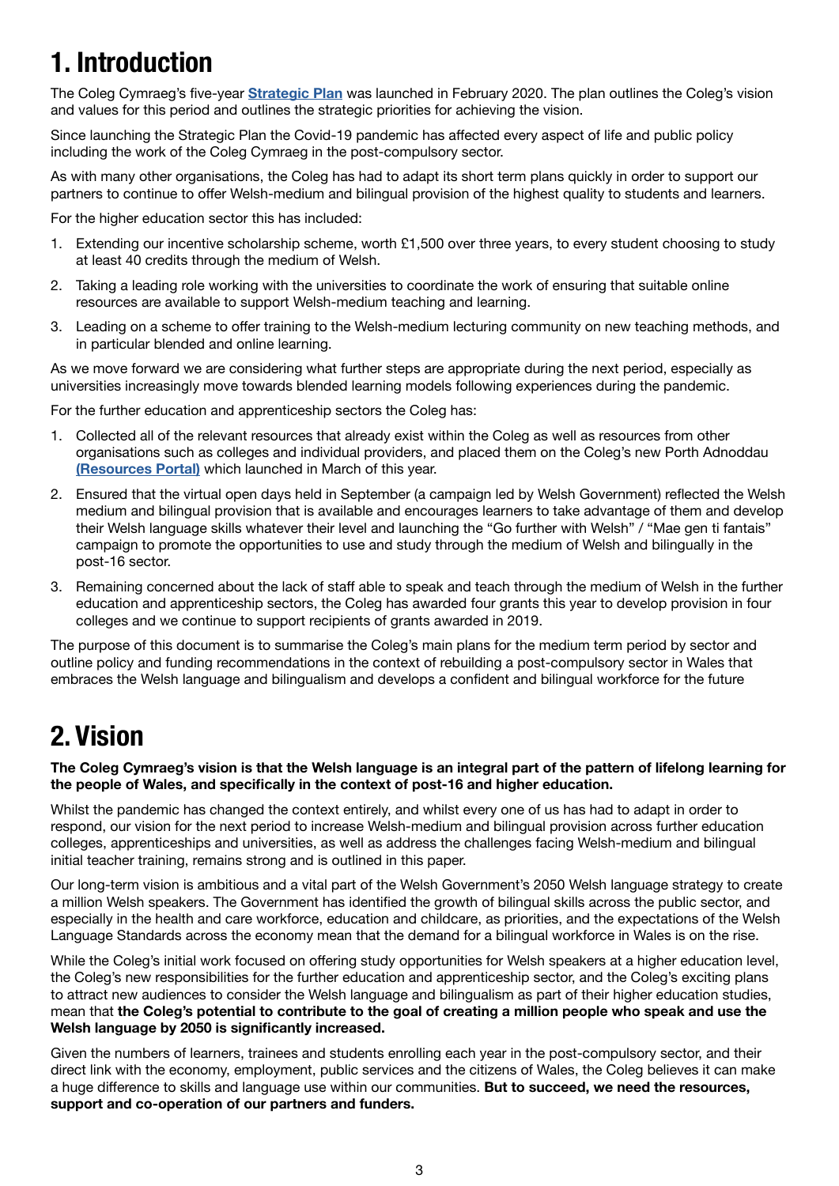# 1. Introduction

The Coleg Cymraeg's five-year **Strategic Plan** was launched in February 2020. The plan outlines the Coleg's vision and values for this period and outlines the strategic priorities for achieving the vision.

Since launching the Strategic Plan the Covid-19 pandemic has affected every aspect of life and public policy including the work of the Coleg Cymraeg in the post-compulsory sector.

As with many other organisations, the Coleg has had to adapt its short term plans quickly in order to support our partners to continue to offer Welsh-medium and bilingual provision of the highest quality to students and learners.

For the higher education sector this has included:

1. Extending our incentive scholarship scheme, worth £1,500 over three years, to every student choosing to study at least 40 credits through the medium of Welsh.
2. Taking a leading role working with the universities to coordinate the work of ensuring that suitable online resources are available to support Welsh-medium teaching and learning.
3. Leading on a scheme to offer training to the Welsh-medium lecturing community on new teaching methods, and in particular blended and online learning.

As we move forward we are considering what further steps are appropriate during the next period, especially as universities increasingly move towards blended learning models following experiences during the pandemic.

For the further education and apprenticeship sectors the Coleg has:

1. Collected all of the relevant resources that already exist within the Coleg as well as resources from other organisations such as colleges and individual providers, and placed them on the Coleg's new Porth Adnoddau **(Resources Portal)** which launched in March of this year.
2. Ensured that the virtual open days held in September (a campaign led by Welsh Government) reflected the Welsh medium and bilingual provision that is available and encourages learners to take advantage of them and develop their Welsh language skills whatever their level and launching the "Go further with Welsh" / "Mae gen ti fantais" campaign to promote the opportunities to use and study through the medium of Welsh and bilingually in the post-16 sector.
3. Remaining concerned about the lack of staff able to speak and teach through the medium of Welsh in the further education and apprenticeship sectors, the Coleg has awarded four grants this year to develop provision in four colleges and we continue to support recipients of grants awarded in 2019.

The purpose of this document is to summarise the Coleg's main plans for the medium term period by sector and outline policy and funding recommendations in the context of rebuilding a post-compulsory sector in Wales that embraces the Welsh language and bilingualism and develops a confident and bilingual workforce for the future

# 2. Vision

**The Coleg Cymraeg's vision is that the Welsh language is an integral part of the pattern of lifelong learning for the people of Wales, and specifically in the context of post-16 and higher education.**

Whilst the pandemic has changed the context entirely, and whilst every one of us has had to adapt in order to respond, our vision for the next period to increase Welsh-medium and bilingual provision across further education colleges, apprenticeships and universities, as well as address the challenges facing Welsh-medium and bilingual initial teacher training, remains strong and is outlined in this paper.

Our long-term vision is ambitious and a vital part of the Welsh Government's 2050 Welsh language strategy to create a million Welsh speakers. The Government has identified the growth of bilingual skills across the public sector, and especially in the health and care workforce, education and childcare, as priorities, and the expectations of the Welsh Language Standards across the economy mean that the demand for a bilingual workforce in Wales is on the rise.

While the Coleg's initial work focused on offering study opportunities for Welsh speakers at a higher education level, the Coleg's new responsibilities for the further education and apprenticeship sector, and the Coleg's exciting plans to attract new audiences to consider the Welsh language and bilingualism as part of their higher education studies, mean that **the Coleg's potential to contribute to the goal of creating a million people who speak and use the Welsh language by 2050 is significantly increased.**

Given the numbers of learners, trainees and students enrolling each year in the post-compulsory sector, and their direct link with the economy, employment, public services and the citizens of Wales, the Coleg believes it can make a huge difference to skills and language use within our communities. **But to succeed, we need the resources, support and co-operation of our partners and funders.**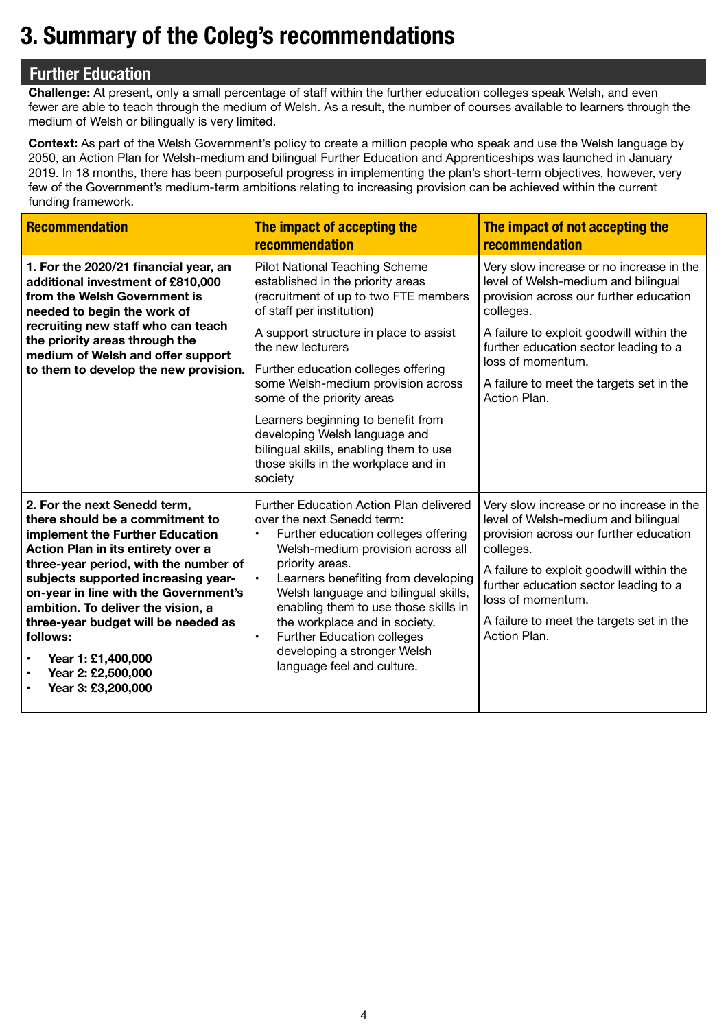# 3. Summary of the Coleg's recommendations

## Further Education

**Challenge:** At present, only a small percentage of staff within the further education colleges speak Welsh, and even fewer are able to teach through the medium of Welsh. As a result, the number of courses available to learners through the medium of Welsh or bilingually is very limited.

**Context:** As part of the Welsh Government's policy to create a million people who speak and use the Welsh language by 2050, an Action Plan for Welsh-medium and bilingual Further Education and Apprenticeships was launched in January 2019. In 18 months, there has been purposeful progress in implementing the plan's short-term objectives, however, very few of the Government's medium-term ambitions relating to increasing provision can be achieved within the current funding framework.

| Recommendation | The impact of accepting the recommendation | The impact of not accepting the recommendation |
|---|---|---|
| **1. For the 2020/21 financial year, an additional investment of £810,000 from the Welsh Government is needed to begin the work of recruiting new staff who can teach the priority areas through the medium of Welsh and offer support to them to develop the new provision.** | Pilot National Teaching Scheme established in the priority areas (recruitment of up to two FTE members of staff per institution)<br><br>A support structure in place to assist the new lecturers<br><br>Further education colleges offering some Welsh-medium provision across some of the priority areas<br><br>Learners beginning to benefit from developing Welsh language and bilingual skills, enabling them to use those skills in the workplace and in society | Very slow increase or no increase in the level of Welsh-medium and bilingual provision across our further education colleges.<br><br>A failure to exploit goodwill within the further education sector leading to a loss of momentum.<br><br>A failure to meet the targets set in the Action Plan. |
| **2. For the next Senedd term, there should be a commitment to implement the Further Education Action Plan in its entirety over a three-year period, with the number of subjects supported increasing year-on-year in line with the Government's ambition. To deliver the vision, a three-year budget will be needed as follows:**<br>• **Year 1: £1,400,000**<br>• **Year 2: £2,500,000**<br>• **Year 3: £3,200,000** | Further Education Action Plan delivered over the next Senedd term:<br>• Further education colleges offering Welsh-medium provision across all priority areas.<br>• Learners benefiting from developing Welsh language and bilingual skills, enabling them to use those skills in the workplace and in society.<br>• Further Education colleges developing a stronger Welsh language feel and culture. | Very slow increase or no increase in the level of Welsh-medium and bilingual provision across our further education colleges.<br><br>A failure to exploit goodwill within the further education sector leading to a loss of momentum.<br><br>A failure to meet the targets set in the Action Plan. |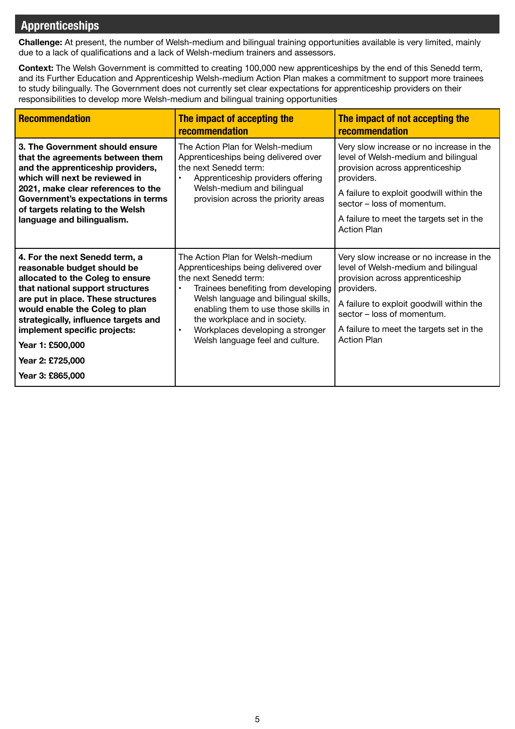## Apprenticeships

**Challenge:** At present, the number of Welsh-medium and bilingual training opportunities available is very limited, mainly due to a lack of qualifications and a lack of Welsh-medium trainers and assessors.

**Context:** The Welsh Government is committed to creating 100,000 new apprenticeships by the end of this Senedd term, and its Further Education and Apprenticeship Welsh-medium Action Plan makes a commitment to support more trainees to study bilingually. The Government does not currently set clear expectations for apprenticeship providers on their responsibilities to develop more Welsh-medium and bilingual training opportunities

| Recommendation | The impact of accepting the recommendation | The impact of not accepting the recommendation |
|---|---|---|
| **3. The Government should ensure that the agreements between them and the apprenticeship providers, which will next be reviewed in 2021, make clear references to the Government's expectations in terms of targets relating to the Welsh language and bilingualism.** | The Action Plan for Welsh-medium Apprenticeships being delivered over the next Senedd term:<br>• Apprenticeship providers offering Welsh-medium and bilingual provision across the priority areas | Very slow increase or no increase in the level of Welsh-medium and bilingual provision across apprenticeship providers.<br><br>A failure to exploit goodwill within the sector – loss of momentum.<br><br>A failure to meet the targets set in the Action Plan |
| **4. For the next Senedd term, a reasonable budget should be allocated to the Coleg to ensure that national support structures are put in place. These structures would enable the Coleg to plan strategically, influence targets and implement specific projects:**<br><br>**Year 1: £500,000**<br><br>**Year 2: £725,000**<br><br>**Year 3: £865,000** | The Action Plan for Welsh-medium Apprenticeships being delivered over the next Senedd term:<br>• Trainees benefiting from developing Welsh language and bilingual skills, enabling them to use those skills in the workplace and in society.<br>• Workplaces developing a stronger Welsh language feel and culture. | Very slow increase or no increase in the level of Welsh-medium and bilingual provision across apprenticeship providers.<br><br>A failure to exploit goodwill within the sector – loss of momentum.<br><br>A failure to meet the targets set in the Action Plan |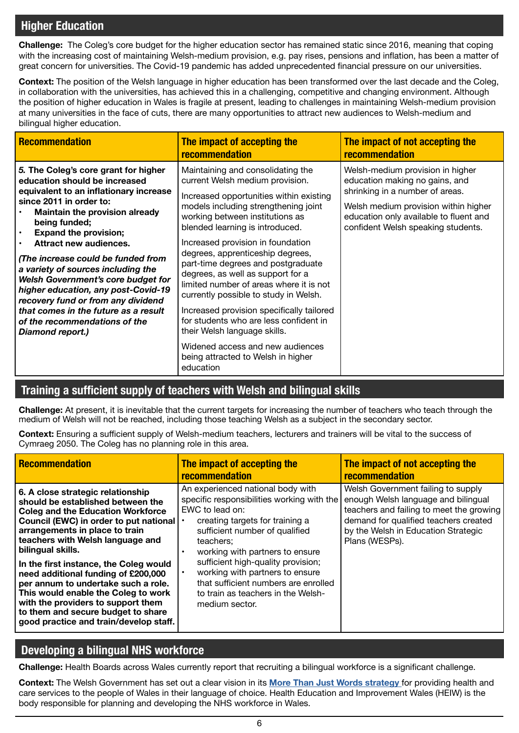## Higher Education

**Challenge:** The Coleg's core budget for the higher education sector has remained static since 2016, meaning that coping with the increasing cost of maintaining Welsh-medium provision, e.g. pay rises, pensions and inflation, has been a matter of great concern for universities. The Covid-19 pandemic has added unprecedented financial pressure on our universities.

**Context:** The position of the Welsh language in higher education has been transformed over the last decade and the Coleg, in collaboration with the universities, has achieved this in a challenging, competitive and changing environment. Although the position of higher education in Wales is fragile at present, leading to challenges in maintaining Welsh-medium provision at many universities in the face of cuts, there are many opportunities to attract new audiences to Welsh-medium and bilingual higher education.

| Recommendation | The impact of accepting the recommendation | The impact of not accepting the recommendation |
|---|---|---|
| ***5.* The Coleg's core grant for higher education should be increased equivalent to an inflationary increase since 2011 in order to:**<br>• **Maintain the provision already being funded;**<br>• **Expand the provision;**<br>• **Attract new audiences.**<br><br>***(The increase could be funded from a variety of sources including the Welsh Government's core budget for higher education, any post-Covid-19 recovery fund or from any dividend that comes in the future as a result of the recommendations of the Diamond report.)*** | Maintaining and consolidating the current Welsh medium provision.<br><br>Increased opportunities within existing models including strengthening joint working between institutions as blended learning is introduced.<br><br>Increased provision in foundation degrees, apprenticeship degrees, part-time degrees and postgraduate degrees, as well as support for a limited number of areas where it is not currently possible to study in Welsh.<br><br>Increased provision specifically tailored for students who are less confident in their Welsh language skills.<br><br>Widened access and new audiences being attracted to Welsh in higher education | Welsh-medium provision in higher education making no gains, and shrinking in a number of areas.<br><br>Welsh medium provision within higher education only available to fluent and confident Welsh speaking students. |

## Training a sufficient supply of teachers with Welsh and bilingual skills

**Challenge:** At present, it is inevitable that the current targets for increasing the number of teachers who teach through the medium of Welsh will not be reached, including those teaching Welsh as a subject in the secondary sector.

**Context:** Ensuring a sufficient supply of Welsh-medium teachers, lecturers and trainers will be vital to the success of Cymraeg 2050. The Coleg has no planning role in this area.

| Recommendation | The impact of accepting the recommendation | The impact of not accepting the recommendation |
|---|---|---|
| **6. A close strategic relationship should be established between the Coleg and the Education Workforce Council (EWC) in order to put national arrangements in place to train teachers with Welsh language and bilingual skills.**<br><br>**In the first instance, the Coleg would need additional funding of £200,000 per annum to undertake such a role. This would enable the Coleg to work with the providers to support them to them and secure budget to share good practice and train/develop staff.** | An experienced national body with specific responsibilities working with the EWC to lead on:<br>• creating targets for training a sufficient number of qualified teachers;<br>• working with partners to ensure sufficient high-quality provision;<br>• working with partners to ensure that sufficient numbers are enrolled to train as teachers in the Welsh-medium sector. | Welsh Government failing to supply enough Welsh language and bilingual teachers and failing to meet the growing demand for qualified teachers created by the Welsh in Education Strategic Plans (WESPs). |

## Developing a bilingual NHS workforce

**Challenge:** Health Boards across Wales currently report that recruiting a bilingual workforce is a significant challenge.

**Context:** The Welsh Government has set out a clear vision in its **More Than Just Words strategy** for providing health and care services to the people of Wales in their language of choice. Health Education and Improvement Wales (HEIW) is the body responsible for planning and developing the NHS workforce in Wales.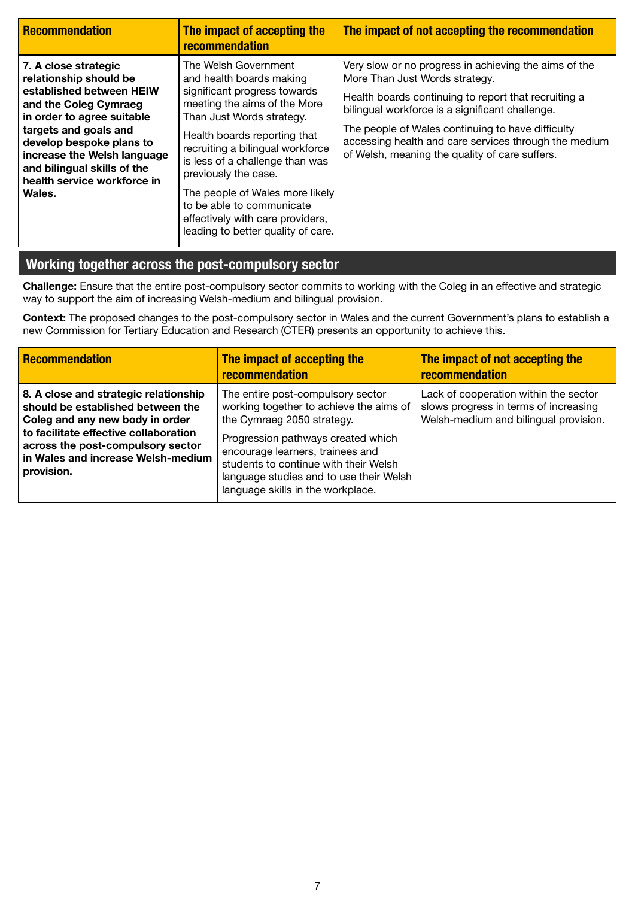| Recommendation | The impact of accepting the recommendation | The impact of not accepting the recommendation |
|---|---|---|
| **7. A close strategic relationship should be established between HEIW and the Coleg Cymraeg in order to agree suitable targets and goals and develop bespoke plans to increase the Welsh language and bilingual skills of the health service workforce in Wales.** | The Welsh Government and health boards making significant progress towards meeting the aims of the More Than Just Words strategy.<br><br>Health boards reporting that recruiting a bilingual workforce is less of a challenge than was previously the case.<br><br>The people of Wales more likely to be able to communicate effectively with care providers, leading to better quality of care. | Very slow or no progress in achieving the aims of the More Than Just Words strategy.<br><br>Health boards continuing to report that recruiting a bilingual workforce is a significant challenge.<br><br>The people of Wales continuing to have difficulty accessing health and care services through the medium of Welsh, meaning the quality of care suffers. |

## Working together across the post-compulsory sector

**Challenge:** Ensure that the entire post-compulsory sector commits to working with the Coleg in an effective and strategic way to support the aim of increasing Welsh-medium and bilingual provision.

**Context:** The proposed changes to the post-compulsory sector in Wales and the current Government's plans to establish a new Commission for Tertiary Education and Research (CTER) presents an opportunity to achieve this.

| Recommendation | The impact of accepting the recommendation | The impact of not accepting the recommendation |
|---|---|---|
| **8. A close and strategic relationship should be established between the Coleg and any new body in order to facilitate effective collaboration across the post-compulsory sector in Wales and increase Welsh-medium provision.** | The entire post-compulsory sector working together to achieve the aims of the Cymraeg 2050 strategy.<br><br>Progression pathways created which encourage learners, trainees and students to continue with their Welsh language studies and to use their Welsh language skills in the workplace. | Lack of cooperation within the sector slows progress in terms of increasing Welsh-medium and bilingual provision. |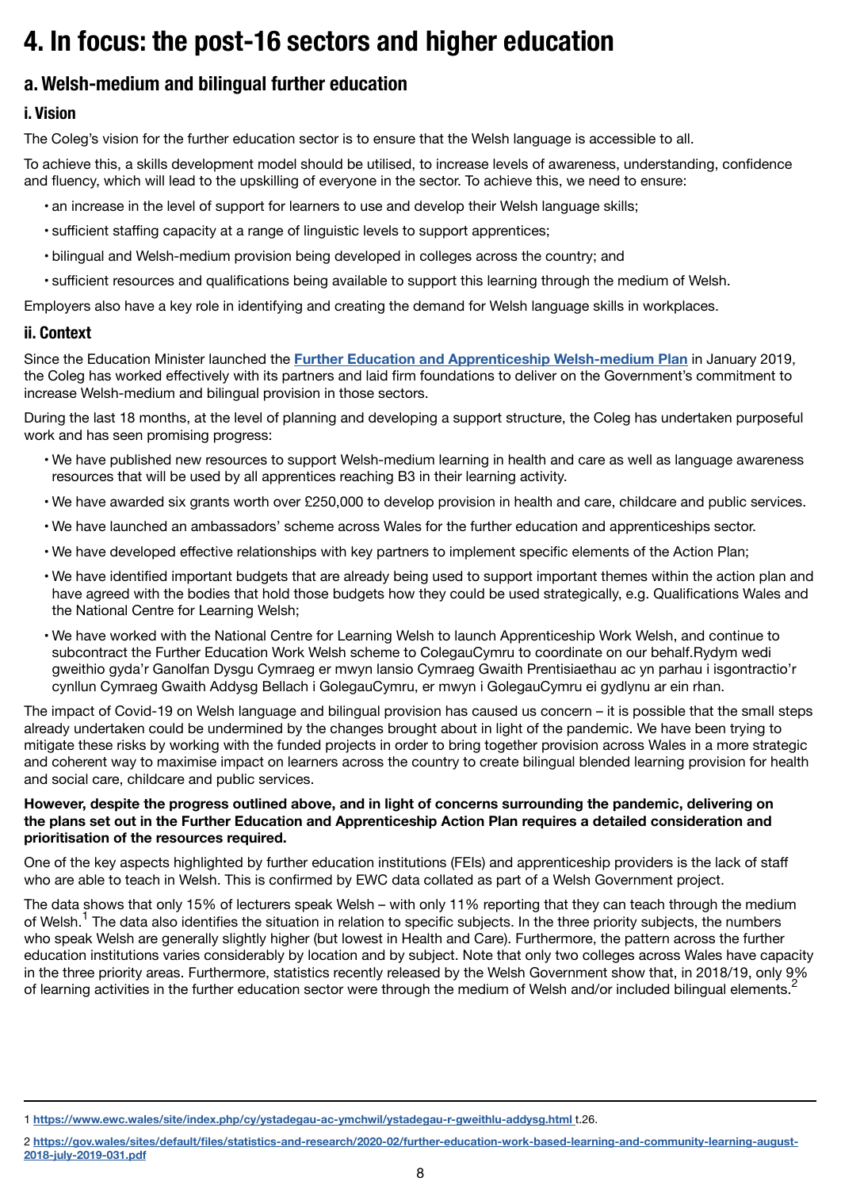# 4. In focus: the post-16 sectors and higher education

## a. Welsh-medium and bilingual further education

### i. Vision

The Coleg's vision for the further education sector is to ensure that the Welsh language is accessible to all.

To achieve this, a skills development model should be utilised, to increase levels of awareness, understanding, confidence and fluency, which will lead to the upskilling of everyone in the sector. To achieve this, we need to ensure:

- an increase in the level of support for learners to use and develop their Welsh language skills;
- sufficient staffing capacity at a range of linguistic levels to support apprentices;
- bilingual and Welsh-medium provision being developed in colleges across the country; and
- sufficient resources and qualifications being available to support this learning through the medium of Welsh.

Employers also have a key role in identifying and creating the demand for Welsh language skills in workplaces.

### ii. Context

Since the Education Minister launched the **Further Education and Apprenticeship Welsh-medium Plan** in January 2019, the Coleg has worked effectively with its partners and laid firm foundations to deliver on the Government's commitment to increase Welsh-medium and bilingual provision in those sectors.

During the last 18 months, at the level of planning and developing a support structure, the Coleg has undertaken purposeful work and has seen promising progress:

- We have published new resources to support Welsh-medium learning in health and care as well as language awareness resources that will be used by all apprentices reaching B3 in their learning activity.
- We have awarded six grants worth over £250,000 to develop provision in health and care, childcare and public services.
- We have launched an ambassadors' scheme across Wales for the further education and apprenticeships sector.
- We have developed effective relationships with key partners to implement specific elements of the Action Plan;
- We have identified important budgets that are already being used to support important themes within the action plan and have agreed with the bodies that hold those budgets how they could be used strategically, e.g. Qualifications Wales and the National Centre for Learning Welsh;
- We have worked with the National Centre for Learning Welsh to launch Apprenticeship Work Welsh, and continue to subcontract the Further Education Work Welsh scheme to ColegauCymru to coordinate on our behalf.Rydym wedi gweithio gyda'r Ganolfan Dysgu Cymraeg er mwyn lansio Cymraeg Gwaith Prentisiaethau ac yn parhau i isgontractio'r cynllun Cymraeg Gwaith Addysg Bellach i GolegauCymru, er mwyn i GolegauCymru ei gydlynu ar ein rhan.

The impact of Covid-19 on Welsh language and bilingual provision has caused us concern – it is possible that the small steps already undertaken could be undermined by the changes brought about in light of the pandemic. We have been trying to mitigate these risks by working with the funded projects in order to bring together provision across Wales in a more strategic and coherent way to maximise impact on learners across the country to create bilingual blended learning provision for health and social care, childcare and public services.

**However, despite the progress outlined above, and in light of concerns surrounding the pandemic, delivering on the plans set out in the Further Education and Apprenticeship Action Plan requires a detailed consideration and prioritisation of the resources required.**

One of the key aspects highlighted by further education institutions (FEIs) and apprenticeship providers is the lack of staff who are able to teach in Welsh. This is confirmed by EWC data collated as part of a Welsh Government project.

The data shows that only 15% of lecturers speak Welsh – with only 11% reporting that they can teach through the medium of Welsh.[1] The data also identifies the situation in relation to specific subjects. In the three priority subjects, the numbers who speak Welsh are generally slightly higher (but lowest in Health and Care). Furthermore, the pattern across the further education institutions varies considerably by location and by subject. Note that only two colleges across Wales have capacity in the three priority areas. Furthermore, statistics recently released by the Welsh Government show that, in 2018/19, only 9% of learning activities in the further education sector were through the medium of Welsh and/or included bilingual elements.[2]

---

1 **https://www.ewc.wales/site/index.php/cy/ystadegau-ac-ymchwil/ystadegau-r-gweithlu-addysg.html** t.26.

2 **https://gov.wales/sites/default/files/statistics-and-research/2020-02/further-education-work-based-learning-and-community-learning-august-2018-july-2019-031.pdf**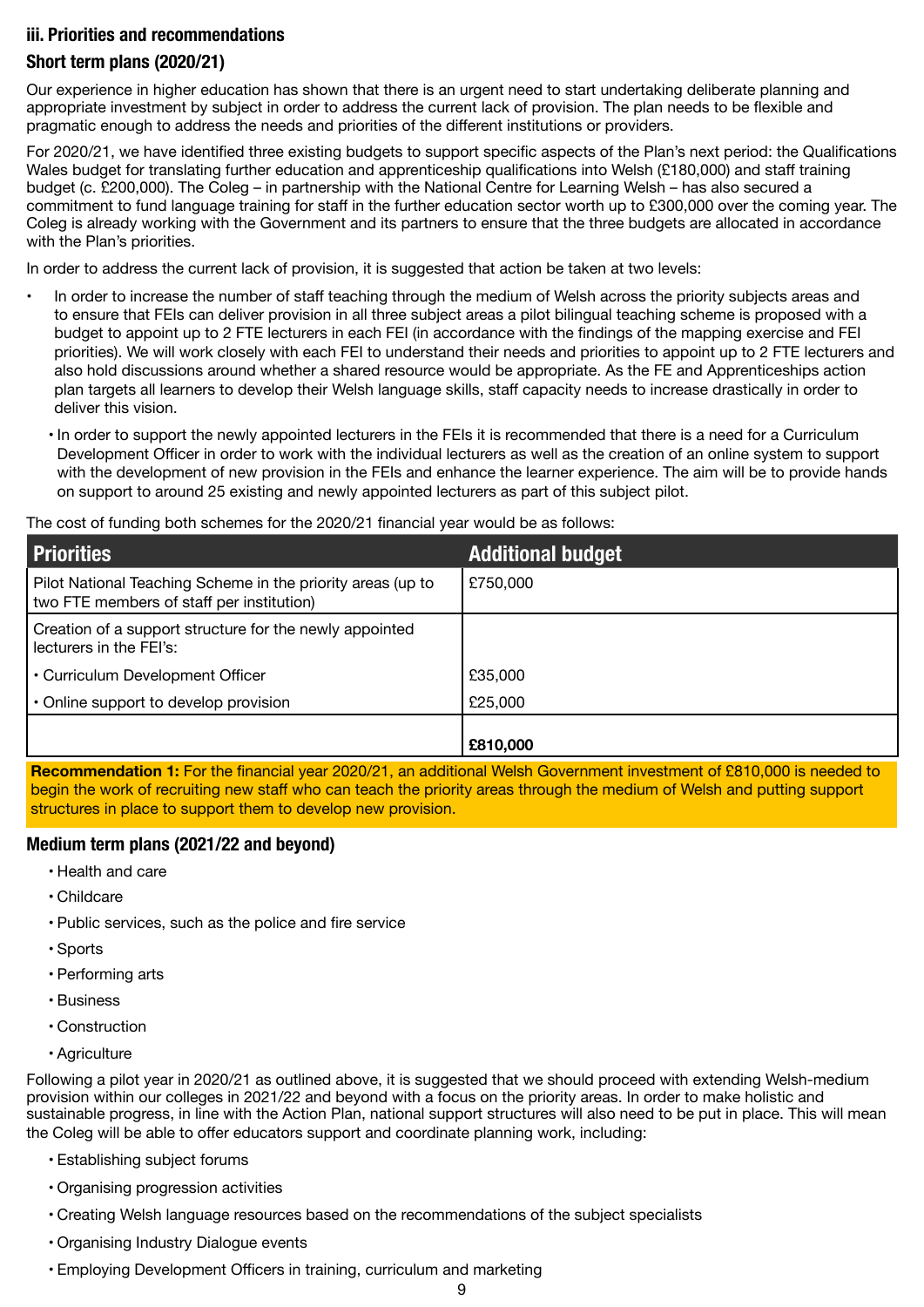### iii. Priorities and recommendations

#### Short term plans (2020/21)

Our experience in higher education has shown that there is an urgent need to start undertaking deliberate planning and appropriate investment by subject in order to address the current lack of provision. The plan needs to be flexible and pragmatic enough to address the needs and priorities of the different institutions or providers.

For 2020/21, we have identified three existing budgets to support specific aspects of the Plan's next period: the Qualifications Wales budget for translating further education and apprenticeship qualifications into Welsh (£180,000) and staff training budget (c. £200,000). The Coleg – in partnership with the National Centre for Learning Welsh – has also secured a commitment to fund language training for staff in the further education sector worth up to £300,000 over the coming year. The Coleg is already working with the Government and its partners to ensure that the three budgets are allocated in accordance with the Plan's priorities.

In order to address the current lack of provision, it is suggested that action be taken at two levels:

- In order to increase the number of staff teaching through the medium of Welsh across the priority subjects areas and to ensure that FEIs can deliver provision in all three subject areas a pilot bilingual teaching scheme is proposed with a budget to appoint up to 2 FTE lecturers in each FEI (in accordance with the findings of the mapping exercise and FEI priorities). We will work closely with each FEI to understand their needs and priorities to appoint up to 2 FTE lecturers and also hold discussions around whether a shared resource would be appropriate. As the FE and Apprenticeships action plan targets all learners to develop their Welsh language skills, staff capacity needs to increase drastically in order to deliver this vision.
  - In order to support the newly appointed lecturers in the FEIs it is recommended that there is a need for a Curriculum Development Officer in order to work with the individual lecturers as well as the creation of an online system to support with the development of new provision in the FEIs and enhance the learner experience. The aim will be to provide hands on support to around 25 existing and newly appointed lecturers as part of this subject pilot.

The cost of funding both schemes for the 2020/21 financial year would be as follows:

| Priorities | Additional budget |
|---|---|
| Pilot National Teaching Scheme in the priority areas (up to two FTE members of staff per institution) | £750,000 |
| Creation of a support structure for the newly appointed lecturers in the FEI's: | |
| • Curriculum Development Officer | £35,000 |
| • Online support to develop provision | £25,000 |
| | **£810,000** |

**Recommendation 1:** For the financial year 2020/21, an additional Welsh Government investment of £810,000 is needed to begin the work of recruiting new staff who can teach the priority areas through the medium of Welsh and putting support structures in place to support them to develop new provision.

#### Medium term plans (2021/22 and beyond)

- Health and care
- Childcare
- Public services, such as the police and fire service
- Sports
- Performing arts
- Business
- Construction
- Agriculture

Following a pilot year in 2020/21 as outlined above, it is suggested that we should proceed with extending Welsh-medium provision within our colleges in 2021/22 and beyond with a focus on the priority areas. In order to make holistic and sustainable progress, in line with the Action Plan, national support structures will also need to be put in place. This will mean the Coleg will be able to offer educators support and coordinate planning work, including:

- Establishing subject forums
- Organising progression activities
- Creating Welsh language resources based on the recommendations of the subject specialists
- Organising Industry Dialogue events
- Employing Development Officers in training, curriculum and marketing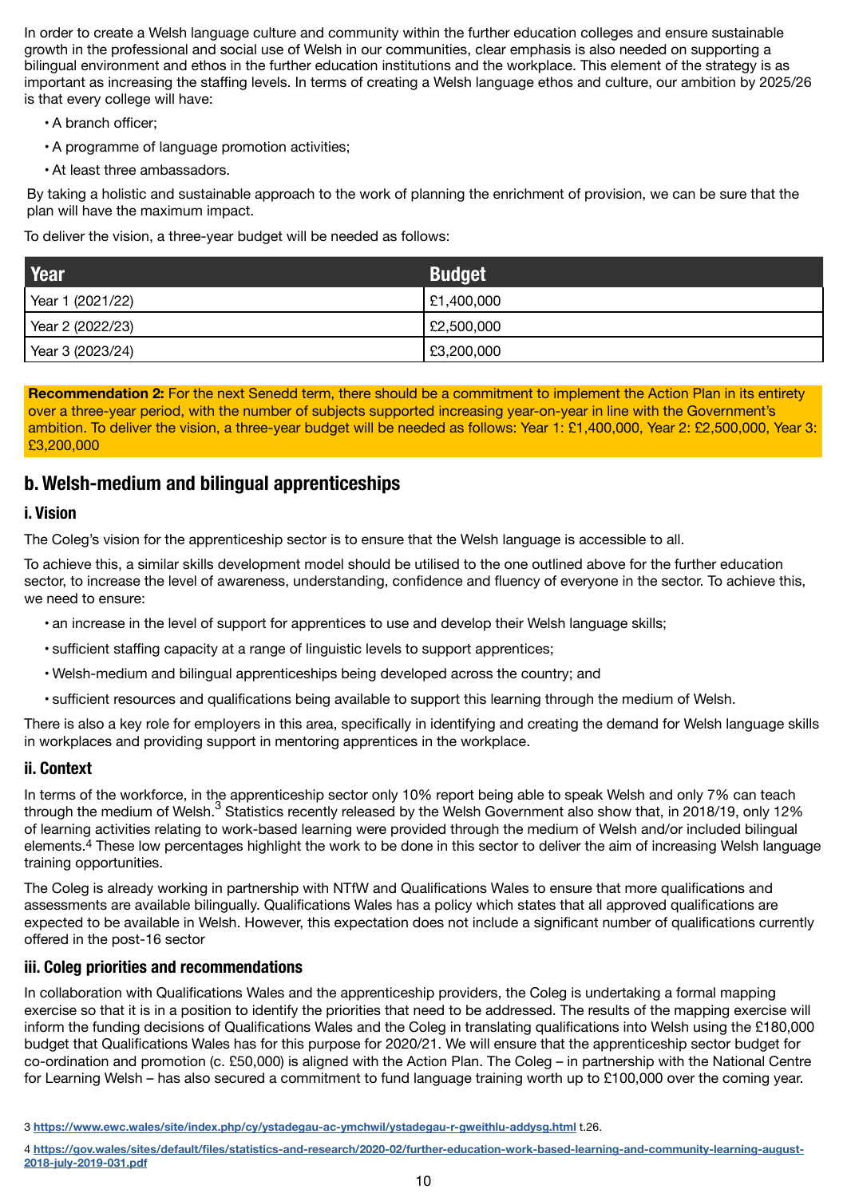In order to create a Welsh language culture and community within the further education colleges and ensure sustainable growth in the professional and social use of Welsh in our communities, clear emphasis is also needed on supporting a bilingual environment and ethos in the further education institutions and the workplace. This element of the strategy is as important as increasing the staffing levels. In terms of creating a Welsh language ethos and culture, our ambition by 2025/26 is that every college will have:

- A branch officer;
- A programme of language promotion activities;
- At least three ambassadors.

By taking a holistic and sustainable approach to the work of planning the enrichment of provision, we can be sure that the plan will have the maximum impact.

To deliver the vision, a three-year budget will be needed as follows:

| Year | Budget |
|---|---|
| Year 1 (2021/22) | £1,400,000 |
| Year 2 (2022/23) | £2,500,000 |
| Year 3 (2023/24) | £3,200,000 |

**Recommendation 2:** For the next Senedd term, there should be a commitment to implement the Action Plan in its entirety over a three-year period, with the number of subjects supported increasing year-on-year in line with the Government's ambition. To deliver the vision, a three-year budget will be needed as follows: Year 1: £1,400,000, Year 2: £2,500,000, Year 3: £3,200,000

## b. Welsh-medium and bilingual apprenticeships

### i. Vision

The Coleg's vision for the apprenticeship sector is to ensure that the Welsh language is accessible to all.

To achieve this, a similar skills development model should be utilised to the one outlined above for the further education sector, to increase the level of awareness, understanding, confidence and fluency of everyone in the sector. To achieve this, we need to ensure:

- an increase in the level of support for apprentices to use and develop their Welsh language skills;
- sufficient staffing capacity at a range of linguistic levels to support apprentices;
- Welsh-medium and bilingual apprenticeships being developed across the country; and
- sufficient resources and qualifications being available to support this learning through the medium of Welsh.

There is also a key role for employers in this area, specifically in identifying and creating the demand for Welsh language skills in workplaces and providing support in mentoring apprentices in the workplace.

### ii. Context

In terms of the workforce, in the apprenticeship sector only 10% report being able to speak Welsh and only 7% can teach through the medium of Welsh.[3] Statistics recently released by the Welsh Government also show that, in 2018/19, only 12% of learning activities relating to work-based learning were provided through the medium of Welsh and/or included bilingual elements.[4] These low percentages highlight the work to be done in this sector to deliver the aim of increasing Welsh language training opportunities.

The Coleg is already working in partnership with NTfW and Qualifications Wales to ensure that more qualifications and assessments are available bilingually. Qualifications Wales has a policy which states that all approved qualifications are expected to be available in Welsh. However, this expectation does not include a significant number of qualifications currently offered in the post-16 sector

### iii. Coleg priorities and recommendations

In collaboration with Qualifications Wales and the apprenticeship providers, the Coleg is undertaking a formal mapping exercise so that it is in a position to identify the priorities that need to be addressed. The results of the mapping exercise will inform the funding decisions of Qualifications Wales and the Coleg in translating qualifications into Welsh using the £180,000 budget that Qualifications Wales has for this purpose for 2020/21. We will ensure that the apprenticeship sector budget for co-ordination and promotion (c. £50,000) is aligned with the Action Plan. The Coleg – in partnership with the National Centre for Learning Welsh – has also secured a commitment to fund language training worth up to £100,000 over the coming year.

3 https://www.ewc.wales/site/index.php/cy/ystadegau-ac-ymchwil/ystadegau-r-gweithlu-addysg.html t.26.

4 https://gov.wales/sites/default/files/statistics-and-research/2020-02/further-education-work-based-learning-and-community-learning-august-2018-july-2019-031.pdf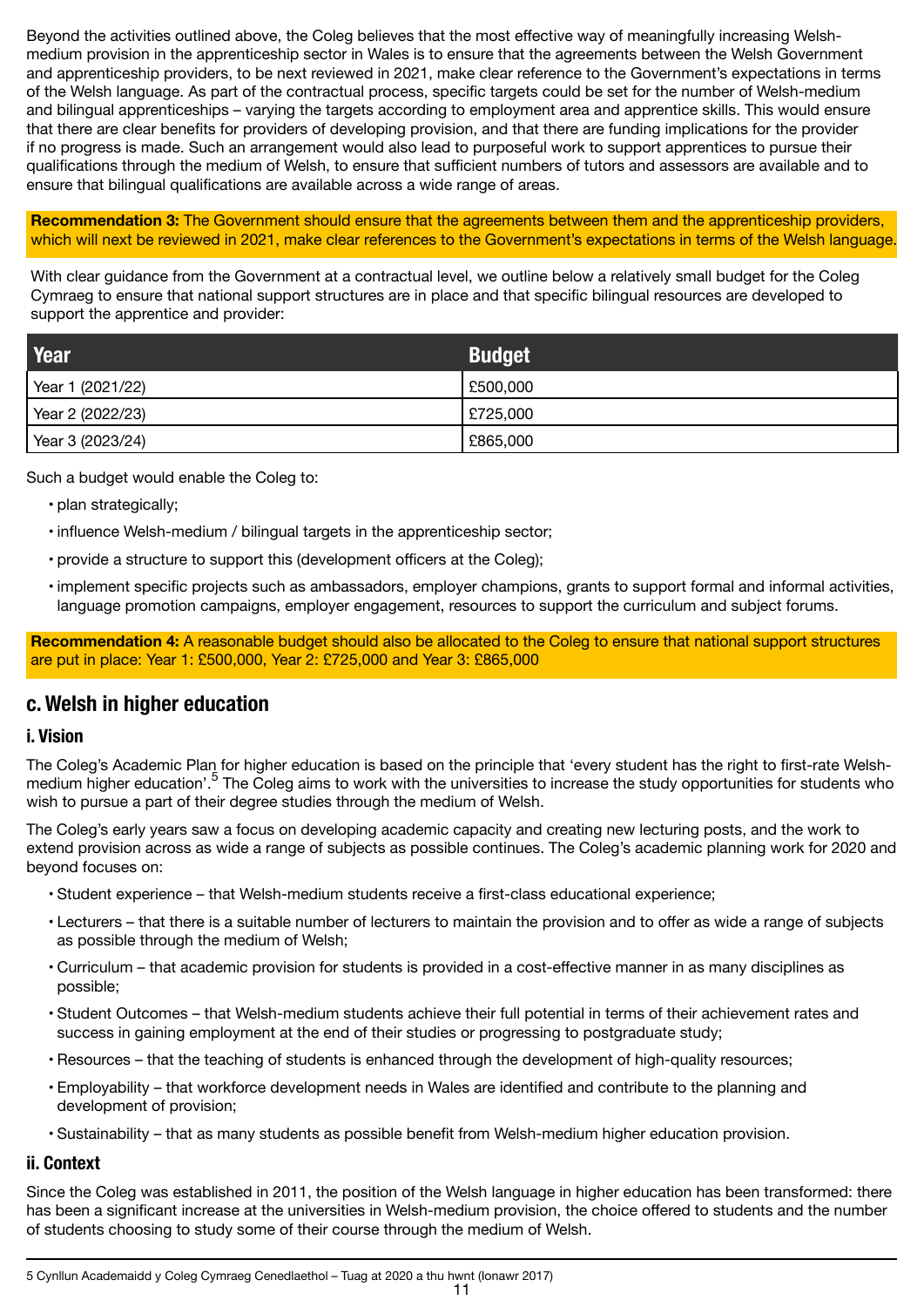Beyond the activities outlined above, the Coleg believes that the most effective way of meaningfully increasing Welsh-medium provision in the apprenticeship sector in Wales is to ensure that the agreements between the Welsh Government and apprenticeship providers, to be next reviewed in 2021, make clear reference to the Government's expectations in terms of the Welsh language. As part of the contractual process, specific targets could be set for the number of Welsh-medium and bilingual apprenticeships – varying the targets according to employment area and apprentice skills. This would ensure that there are clear benefits for providers of developing provision, and that there are funding implications for the provider if no progress is made. Such an arrangement would also lead to purposeful work to support apprentices to pursue their qualifications through the medium of Welsh, to ensure that sufficient numbers of tutors and assessors are available and to ensure that bilingual qualifications are available across a wide range of areas.

**Recommendation 3:** The Government should ensure that the agreements between them and the apprenticeship providers, which will next be reviewed in 2021, make clear references to the Government's expectations in terms of the Welsh language.

With clear guidance from the Government at a contractual level, we outline below a relatively small budget for the Coleg Cymraeg to ensure that national support structures are in place and that specific bilingual resources are developed to support the apprentice and provider:

| Year | Budget |
|---|---|
| Year 1 (2021/22) | £500,000 |
| Year 2 (2022/23) | £725,000 |
| Year 3 (2023/24) | £865,000 |

Such a budget would enable the Coleg to:

- plan strategically;
- influence Welsh-medium / bilingual targets in the apprenticeship sector;
- provide a structure to support this (development officers at the Coleg);
- implement specific projects such as ambassadors, employer champions, grants to support formal and informal activities, language promotion campaigns, employer engagement, resources to support the curriculum and subject forums.

**Recommendation 4:** A reasonable budget should also be allocated to the Coleg to ensure that national support structures are put in place: Year 1: £500,000, Year 2: £725,000 and Year 3: £865,000

## c. Welsh in higher education

### i. Vision

The Coleg's Academic Plan for higher education is based on the principle that 'every student has the right to first-rate Welsh-medium higher education'.[5] The Coleg aims to work with the universities to increase the study opportunities for students who wish to pursue a part of their degree studies through the medium of Welsh.

The Coleg's early years saw a focus on developing academic capacity and creating new lecturing posts, and the work to extend provision across as wide a range of subjects as possible continues. The Coleg's academic planning work for 2020 and beyond focuses on:

- Student experience – that Welsh-medium students receive a first-class educational experience;
- Lecturers – that there is a suitable number of lecturers to maintain the provision and to offer as wide a range of subjects as possible through the medium of Welsh;
- Curriculum – that academic provision for students is provided in a cost-effective manner in as many disciplines as possible;
- Student Outcomes – that Welsh-medium students achieve their full potential in terms of their achievement rates and success in gaining employment at the end of their studies or progressing to postgraduate study;
- Resources – that the teaching of students is enhanced through the development of high-quality resources;
- Employability – that workforce development needs in Wales are identified and contribute to the planning and development of provision;
- Sustainability – that as many students as possible benefit from Welsh-medium higher education provision.

### ii. Context

Since the Coleg was established in 2011, the position of the Welsh language in higher education has been transformed: there has been a significant increase at the universities in Welsh-medium provision, the choice offered to students and the number of students choosing to study some of their course through the medium of Welsh.

5 Cynllun Academaidd y Coleg Cymraeg Cenedlaethol – Tuag at 2020 a thu hwnt (Ionawr 2017)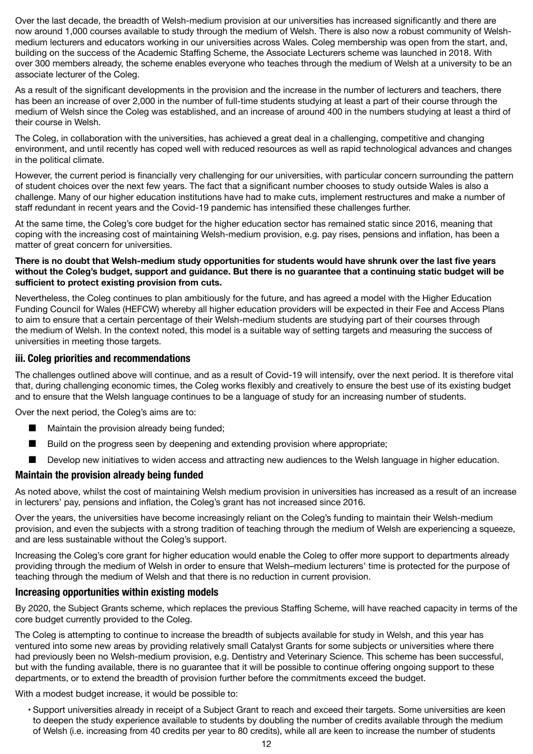Over the last decade, the breadth of Welsh-medium provision at our universities has increased significantly and there are now around 1,000 courses available to study through the medium of Welsh. There is also now a robust community of Welsh-medium lecturers and educators working in our universities across Wales. Coleg membership was open from the start, and, building on the success of the Academic Staffing Scheme, the Associate Lecturers scheme was launched in 2018. With over 300 members already, the scheme enables everyone who teaches through the medium of Welsh at a university to be an associate lecturer of the Coleg.

As a result of the significant developments in the provision and the increase in the number of lecturers and teachers, there has been an increase of over 2,000 in the number of full-time students studying at least a part of their course through the medium of Welsh since the Coleg was established, and an increase of around 400 in the numbers studying at least a third of their course in Welsh.

The Coleg, in collaboration with the universities, has achieved a great deal in a challenging, competitive and changing environment, and until recently has coped well with reduced resources as well as rapid technological advances and changes in the political climate.

However, the current period is financially very challenging for our universities, with particular concern surrounding the pattern of student choices over the next few years. The fact that a significant number chooses to study outside Wales is also a challenge. Many of our higher education institutions have had to make cuts, implement restructures and make a number of staff redundant in recent years and the Covid-19 pandemic has intensified these challenges further.

At the same time, the Coleg's core budget for the higher education sector has remained static since 2016, meaning that coping with the increasing cost of maintaining Welsh-medium provision, e.g. pay rises, pensions and inflation, has been a matter of great concern for universities.

**There is no doubt that Welsh-medium study opportunities for students would have shrunk over the last five years without the Coleg's budget, support and guidance. But there is no guarantee that a continuing static budget will be sufficient to protect existing provision from cuts.**

Nevertheless, the Coleg continues to plan ambitiously for the future, and has agreed a model with the Higher Education Funding Council for Wales (HEFCW) whereby all higher education providers will be expected in their Fee and Access Plans to aim to ensure that a certain percentage of their Welsh-medium students are studying part of their courses through the medium of Welsh. In the context noted, this model is a suitable way of setting targets and measuring the success of universities in meeting those targets.

### iii. Coleg priorities and recommendations

The challenges outlined above will continue, and as a result of Covid-19 will intensify, over the next period. It is therefore vital that, during challenging economic times, the Coleg works flexibly and creatively to ensure the best use of its existing budget and to ensure that the Welsh language continues to be a language of study for an increasing number of students.

Over the next period, the Coleg's aims are to:

- Maintain the provision already being funded;
- Build on the progress seen by deepening and extending provision where appropriate;
- Develop new initiatives to widen access and attracting new audiences to the Welsh language in higher education.

### Maintain the provision already being funded

As noted above, whilst the cost of maintaining Welsh medium provision in universities has increased as a result of an increase in lecturers' pay, pensions and inflation, the Coleg's grant has not increased since 2016.

Over the years, the universities have become increasingly reliant on the Coleg's funding to maintain their Welsh-medium provision, and even the subjects with a strong tradition of teaching through the medium of Welsh are experiencing a squeeze, and are less sustainable without the Coleg's support.

Increasing the Coleg's core grant for higher education would enable the Coleg to offer more support to departments already providing through the medium of Welsh in order to ensure that Welsh–medium lecturers' time is protected for the purpose of teaching through the medium of Welsh and that there is no reduction in current provision.

### Increasing opportunities within existing models

By 2020, the Subject Grants scheme, which replaces the previous Staffing Scheme, will have reached capacity in terms of the core budget currently provided to the Coleg.

The Coleg is attempting to continue to increase the breadth of subjects available for study in Welsh, and this year has ventured into some new areas by providing relatively small Catalyst Grants for some subjects or universities where there had previously been no Welsh-medium provision, e.g. Dentistry and Veterinary Science. This scheme has been successful, but with the funding available, there is no guarantee that it will be possible to continue offering ongoing support to these departments, or to extend the breadth of provision further before the commitments exceed the budget.

With a modest budget increase, it would be possible to:

- Support universities already in receipt of a Subject Grant to reach and exceed their targets. Some universities are keen to deepen the study experience available to students by doubling the number of credits available through the medium of Welsh (i.e. increasing from 40 credits per year to 80 credits), while all are keen to increase the number of students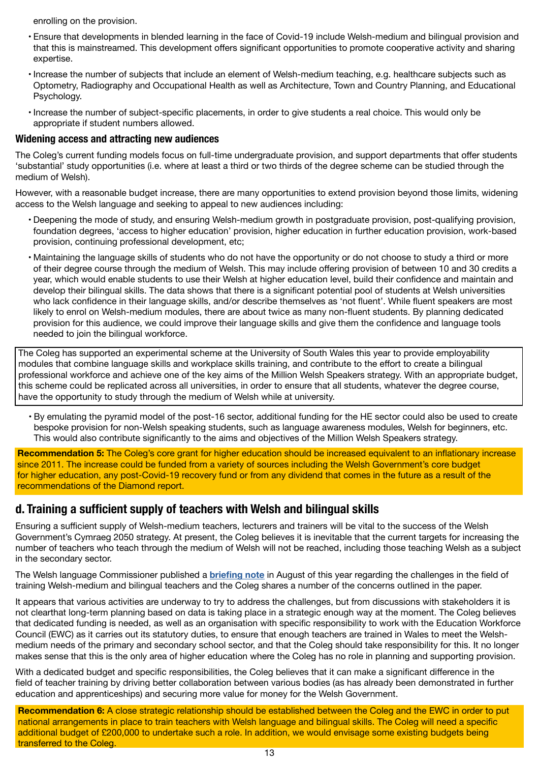enrolling on the provision.

- Ensure that developments in blended learning in the face of Covid-19 include Welsh-medium and bilingual provision and that this is mainstreamed. This development offers significant opportunities to promote cooperative activity and sharing expertise.
- Increase the number of subjects that include an element of Welsh-medium teaching, e.g. healthcare subjects such as Optometry, Radiography and Occupational Health as well as Architecture, Town and Country Planning, and Educational Psychology.
- Increase the number of subject-specific placements, in order to give students a real choice. This would only be appropriate if student numbers allowed.

### Widening access and attracting new audiences

The Coleg's current funding models focus on full-time undergraduate provision, and support departments that offer students 'substantial' study opportunities (i.e. where at least a third or two thirds of the degree scheme can be studied through the medium of Welsh).

However, with a reasonable budget increase, there are many opportunities to extend provision beyond those limits, widening access to the Welsh language and seeking to appeal to new audiences including:

- Deepening the mode of study, and ensuring Welsh-medium growth in postgraduate provision, post-qualifying provision, foundation degrees, 'access to higher education' provision, higher education in further education provision, work-based provision, continuing professional development, etc;
- Maintaining the language skills of students who do not have the opportunity or do not choose to study a third or more of their degree course through the medium of Welsh. This may include offering provision of between 10 and 30 credits a year, which would enable students to use their Welsh at higher education level, build their confidence and maintain and develop their bilingual skills. The data shows that there is a significant potential pool of students at Welsh universities who lack confidence in their language skills, and/or describe themselves as 'not fluent'. While fluent speakers are most likely to enrol on Welsh-medium modules, there are about twice as many non-fluent students. By planning dedicated provision for this audience, we could improve their language skills and give them the confidence and language tools needed to join the bilingual workforce.

The Coleg has supported an experimental scheme at the University of South Wales this year to provide employability modules that combine language skills and workplace skills training, and contribute to the effort to create a bilingual professional workforce and achieve one of the key aims of the Million Welsh Speakers strategy. With an appropriate budget, this scheme could be replicated across all universities, in order to ensure that all students, whatever the degree course, have the opportunity to study through the medium of Welsh while at university.

- By emulating the pyramid model of the post-16 sector, additional funding for the HE sector could also be used to create bespoke provision for non-Welsh speaking students, such as language awareness modules, Welsh for beginners, etc. This would also contribute significantly to the aims and objectives of the Million Welsh Speakers strategy.

**Recommendation 5:** The Coleg's core grant for higher education should be increased equivalent to an inflationary increase since 2011. The increase could be funded from a variety of sources including the Welsh Government's core budget for higher education, any post-Covid-19 recovery fund or from any dividend that comes in the future as a result of the recommendations of the Diamond report.

## d. Training a sufficient supply of teachers with Welsh and bilingual skills

Ensuring a sufficient supply of Welsh-medium teachers, lecturers and trainers will be vital to the success of the Welsh Government's Cymraeg 2050 strategy. At present, the Coleg believes it is inevitable that the current targets for increasing the number of teachers who teach through the medium of Welsh will not be reached, including those teaching Welsh as a subject in the secondary sector.

The Welsh language Commissioner published a **briefing note** in August of this year regarding the challenges in the field of training Welsh-medium and bilingual teachers and the Coleg shares a number of the concerns outlined in the paper.

It appears that various activities are underway to try to address the challenges, but from discussions with stakeholders it is not clearthat long-term planning based on data is taking place in a strategic enough way at the moment. The Coleg believes that dedicated funding is needed, as well as an organisation with specific responsibility to work with the Education Workforce Council (EWC) as it carries out its statutory duties, to ensure that enough teachers are trained in Wales to meet the Welsh-medium needs of the primary and secondary school sector, and that the Coleg should take responsibility for this. It no longer makes sense that this is the only area of higher education where the Coleg has no role in planning and supporting provision.

With a dedicated budget and specific responsibilities, the Coleg believes that it can make a significant difference in the field of teacher training by driving better collaboration between various bodies (as has already been demonstrated in further education and apprenticeships) and securing more value for money for the Welsh Government.

**Recommendation 6:** A close strategic relationship should be established between the Coleg and the EWC in order to put national arrangements in place to train teachers with Welsh language and bilingual skills. The Coleg will need a specific additional budget of £200,000 to undertake such a role. In addition, we would envisage some existing budgets being transferred to the Coleg.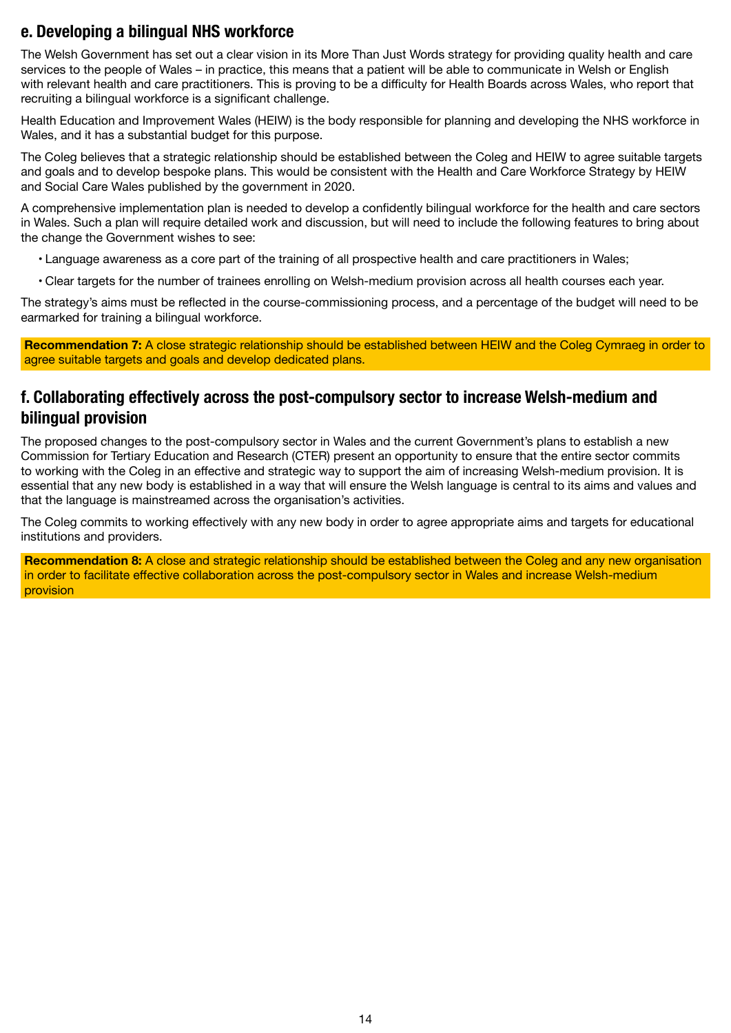## e. Developing a bilingual NHS workforce

The Welsh Government has set out a clear vision in its More Than Just Words strategy for providing quality health and care services to the people of Wales – in practice, this means that a patient will be able to communicate in Welsh or English with relevant health and care practitioners. This is proving to be a difficulty for Health Boards across Wales, who report that recruiting a bilingual workforce is a significant challenge.

Health Education and Improvement Wales (HEIW) is the body responsible for planning and developing the NHS workforce in Wales, and it has a substantial budget for this purpose.

The Coleg believes that a strategic relationship should be established between the Coleg and HEIW to agree suitable targets and goals and to develop bespoke plans. This would be consistent with the Health and Care Workforce Strategy by HEIW and Social Care Wales published by the government in 2020.

A comprehensive implementation plan is needed to develop a confidently bilingual workforce for the health and care sectors in Wales. Such a plan will require detailed work and discussion, but will need to include the following features to bring about the change the Government wishes to see:

- Language awareness as a core part of the training of all prospective health and care practitioners in Wales;
- Clear targets for the number of trainees enrolling on Welsh-medium provision across all health courses each year.

The strategy's aims must be reflected in the course-commissioning process, and a percentage of the budget will need to be earmarked for training a bilingual workforce.

**Recommendation 7:** A close strategic relationship should be established between HEIW and the Coleg Cymraeg in order to agree suitable targets and goals and develop dedicated plans.

## f. Collaborating effectively across the post-compulsory sector to increase Welsh-medium and bilingual provision

The proposed changes to the post-compulsory sector in Wales and the current Government's plans to establish a new Commission for Tertiary Education and Research (CTER) present an opportunity to ensure that the entire sector commits to working with the Coleg in an effective and strategic way to support the aim of increasing Welsh-medium provision. It is essential that any new body is established in a way that will ensure the Welsh language is central to its aims and values and that the language is mainstreamed across the organisation's activities.

The Coleg commits to working effectively with any new body in order to agree appropriate aims and targets for educational institutions and providers.

**Recommendation 8:** A close and strategic relationship should be established between the Coleg and any new organisation in order to facilitate effective collaboration across the post-compulsory sector in Wales and increase Welsh-medium provision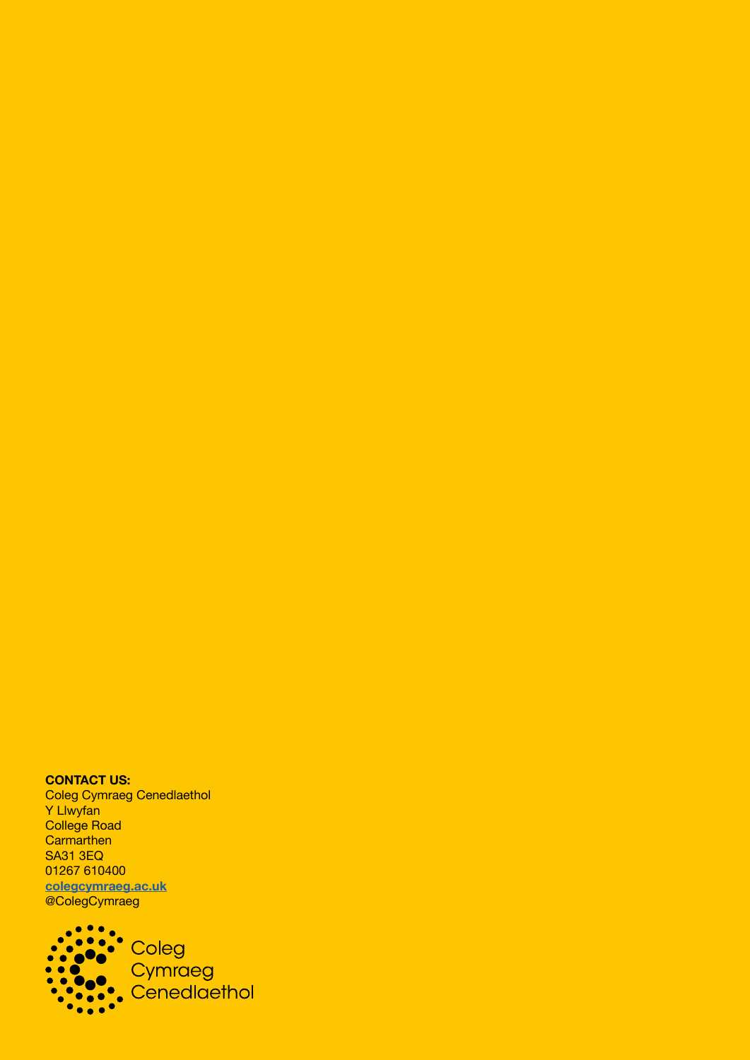**CONTACT US:**
Coleg Cymraeg Cenedlaethol
Y Llwyfan
College Road
Carmarthen
SA31 3EQ
01267 610400
**colegcymraeg.ac.uk**
@ColegCymraeg

Coleg
Cymraeg
Cenedlaethol